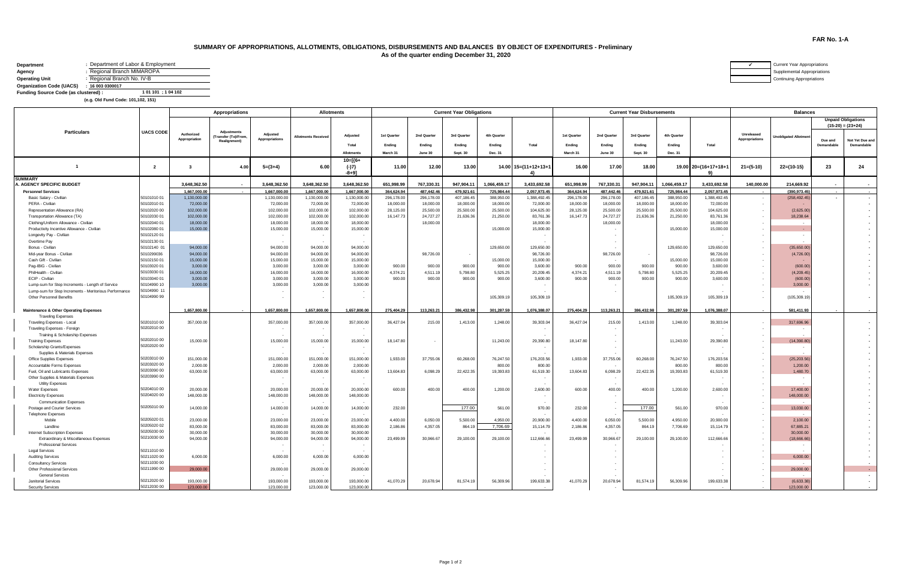**FAR No. 1-A**

## SUMMARY OF APPROPRIATIONS, ALLOTMENTS, OBLIGATIONS, DISBURSEMENTS AND BALANCES BY OBJECT OF EXPENDITURES - Preliminary
### As of the quarter ending December 31, 2020

Department : Department of Labor & Employment
Agency : Regional Branch MIMAROPA
Operating Unit : Regional Branch No. IV-B
Organization Code (UACS) : 16 003 0300017
Funding Source Code (as clustered) : 1 01 101 ; 1 04 102
(e.g. Old Fund Code: 101,102, 151)

✓ Current Year Appropriations
Supplemental Appropriations
Continuing Appropriations

| Particulars | UACS CODE | Appropriations | | | Allotments | | Current Year Obligations | | | | | Current Year Disbursements | | | | | Balances | | | |
|---|---|---|---|---|---|---|---|---|---|---|---|---|---|---|---|---|---|---|---|---|
| | | Authorized Appropriation | Adjustments (Transfer (To)/From, Realignment) | Adjusted Appropriations | Allotments Received | Adjusted Total Allotments | 1st Quarter Ending March 31 | 2nd Quarter Ending June 30 | 3rd Quarter Ending Sept. 30 | 4th Quarter Ending Dec. 31 | Total | 1st Quarter Ending March 31 | 2nd Quarter Ending June 30 | 3rd Quarter Ending Sept. 30 | 4th Quarter Ending Dec. 31 | Total | Unreleased Appropriations | Unobligated Allotment | Unpaid Obligations (15-20) = (23+24) Due and Demandable | Not Yet Due and Demandable |
| 1 | 2 | 3 | 4.00 | 5=(3+4) | 6.00 | 10=[{6+(-)7}-8+9] | 11.00 | 12.00 | 13.00 | 14.00 | 15=(11+12+13+14) | 16.00 | 17.00 | 18.00 | 19.00 | 20=(16+17+18+19) | 21=(5-10) | 22=(10-15) | 23 | 24 |
| **SUMMARY** | | | | | | | | | | | | | | | | | | | | |
| **A. AGENCY SPECIFIC BUDGET** | | 3,648,362.50 | - | 3,648,362.50 | 3,648,362.50 | 3,648,362.50 | 651,998.99 | 767,330.31 | 947,904.11 | 1,066,459.17 | 3,433,692.58 | 651,998.99 | 767,330.31 | 947,904.11 | 1,066,459.17 | 3,433,692.58 | 140,000.00 | 214,669.92 | - | - |
| **Personnel Services** | | 1,667,000.00 | - | 1,667,000.00 | 1,667,000.00 | 1,667,000.00 | 364,624.94 | 487,442.46 | 479,921.61 | 725,984.44 | 2,057,973.45 | 364,624.94 | 487,442.46 | 479,921.61 | 725,984.44 | 2,057,973.45 | - | (390,973.45) | - | - |
| Basic Salary - Civilian | 50101010 01 | 1,130,000.00 | | 1,130,000.00 | 1,130,000.00 | 1,130,000.00 | 296,178.00 | 296,178.00 | 407,186.45 | 388,950.00 | 1,388,492.45 | 296,178.00 | 296,178.00 | 407,186.45 | 388,950.00 | 1,388,492.45 | - | (258,492.45) | - | - |
| PERA - Civilian | 50102010 01 | 72,000.00 | | 72,000.00 | 72,000.00 | 72,000.00 | 18,000.00 | 18,000.00 | 18,000.00 | 18,000.00 | 72,000.00 | 18,000.00 | 18,000.00 | 18,000.00 | 18,000.00 | 72,000.00 | - | - | | - |
| Representation Allowance (RA) | 50102020 00 | 102,000.00 | | 102,000.00 | 102,000.00 | 102,000.00 | 28,125.00 | 25,500.00 | 25,500.00 | 25,500.00 | 104,625.00 | 28,125.00 | 25,500.00 | 25,500.00 | 25,500.00 | 104,625.00 | - | (2,625.00) | | - |
| Transportation Allowance (TA) | 50102030 01 | 102,000.00 | | 102,000.00 | 102,000.00 | 102,000.00 | 16,147.73 | 24,727.27 | 21,636.36 | 21,250.00 | 83,761.36 | 16,147.73 | 24,727.27 | 21,636.36 | 21,250.00 | 83,761.36 | - | 18,238.64 | | - |
| Clothing/Uniform Allowance - Civilian | 50102040 01 | 18,000.00 | | 18,000.00 | 18,000.00 | 18,000.00 | | 18,000.00 | | | 18,000.00 | | 18,000.00 | | | 18,000.00 | - | - | | - |
| Productivity Incentive Allowance - Civilian | 50102080 01 | 15,000.00 | | 15,000.00 | 15,000.00 | 15,000.00 | | | | 15,000.00 | 15,000.00 | | - | | 15,000.00 | 15,000.00 | - | - | | - |
| Longevity Pay - Civilian | 50102120 01 | | | - | - | - | | | | | - | | - | | | - | - | - | | - |
| Overtime Pay | 50102130 01 | | | - | - | - | | | | | - | | - | | | - | - | - | | - |
| Bonus - Civilian | 50102140 01 | 94,000.00 | | 94,000.00 | 94,000.00 | 94,000.00 | | | | 129,650.00 | 129,650.00 | | - | | 129,650.00 | 129,650.00 | - | (35,650.00) | | - |
| Mid-year Bonus - Civilian | 5010299036 | 94,000.00 | | 94,000.00 | 94,000.00 | 94,000.00 | | 98,726.00 | - | | 98,726.00 | | 98,726.00 | - | | 98,726.00 | - | (4,726.00) | | - |
| Cash Gift - Civilian | 50102150 01 | 15,000.00 | | 15,000.00 | 15,000.00 | 15,000.00 | | | | 15,000.00 | 15,000.00 | | - | | 15,000.00 | 15,000.00 | - | - | | - |
| Pag-IBIG - Civilian | 50103020 01 | 3,000.00 | | 3,000.00 | 3,000.00 | 3,000.00 | 900.00 | 900.00 | 900.00 | 900.00 | 3,600.00 | 900.00 | 900.00 | 900.00 | 900.00 | 3,600.00 | - | (600.00) | | - |
| PhilHealth - Civilian | 50103030 01 | 16,000.00 | | 16,000.00 | 16,000.00 | 16,000.00 | 4,374.21 | 4,511.19 | 5,798.80 | 5,525.25 | 20,209.45 | 4,374.21 | 4,511.19 | 5,798.80 | 5,525.25 | 20,209.45 | - | (4,209.45) | | - |
| ECIP - Civilian | 50103040 01 | 3,000.00 | | 3,000.00 | 3,000.00 | 3,000.00 | 900.00 | 900.00 | 900.00 | 900.00 | 3,600.00 | 900.00 | 900.00 | 900.00 | 900.00 | 3,600.00 | - | (600.00) | | - |
| Lump-sum for Step Increments - Length of Service | 50104990 10 | 3,000.00 | | 3,000.00 | 3,000.00 | 3,000.00 | | | | | - | | | | | - | - | 3,000.00 | | - |
| Lump-sum for Step Increments - Meritorious Performance | 50104990 11 | | | - | - | - | | | | | - | | | | | - | - | - | | - |
| Other Personnel Benefits | 50104990 99 | | | - | - | - | | | | 105,309.19 | 105,309.19 | | | | 105,309.19 | 105,309.19 | - | (105,309.19) | | - |
| **Maintenance & Other Operating Expenses** | | 1,657,800.00 | - | 1,657,800.00 | 1,657,800.00 | 1,657,800.00 | 275,404.29 | 113,263.21 | 386,432.98 | 301,287.59 | 1,076,388.07 | 275,404.29 | 113,263.21 | 386,432.98 | 301,287.59 | 1,076,388.07 | - | 581,411.93 | - | - |
| Traveling Expenses | | | | | | | | | | | | | | | | | | | | |
| Traveling Expenses - Local | 50201010 00 | 357,000.00 | | 357,000.00 | 357,000.00 | 357,000.00 | 36,427.04 | 215.00 | 1,413.00 | 1,248.00 | 39,303.04 | 36,427.04 | 215.00 | 1,413.00 | 1,248.00 | 39,303.04 | - | 317,696.96 | | - |
| Traveling Expenses - Foreign | 50202010 00 | | | - | - | - | | | | | - | | - | | | - | - | - | | - |
| Training & Scholarship Expenses | | | | - | - | - | | | | | - | | - | | | - | - | - | | - |
| Training Expenses | 50202010 00 | 15,000.00 | | 15,000.00 | 15,000.00 | 15,000.00 | 18,147.80 | - | | 11,243.00 | 29,390.80 | 18,147.80 | - | | 11,243.00 | 29,390.80 | - | (14,390.80) | | - |
| Scholarship Grants/Expenses | 50202020 00 | | | - | - | - | | | | | - | | - | | | - | - | - | | - |
| Supplies & Materials Expenses | | | | - | - | - | | | | | - | | - | | | - | - | - | | - |
| Office Supplies Expenses | 50203010 00 | 151,000.00 | | 151,000.00 | 151,000.00 | 151,000.00 | 1,933.00 | 37,755.06 | 60,268.00 | 76,247.50 | 176,203.56 | 1,933.00 | 37,755.06 | 60,268.00 | 76,247.50 | 176,203.56 | - | (25,203.56) | | - |
| Accountable Forms Expenses | 50203020 00 | 2,000.00 | | 2,000.00 | 2,000.00 | 2,000.00 | | | | 800.00 | 800.00 | | - | | 800.00 | 800.00 | - | 1,200.00 | | - |
| Fuel, Oil and Lubricants Expenses | 50203090 00 | 63,000.00 | | 63,000.00 | 63,000.00 | 63,000.00 | 13,604.83 | 6,098.29 | 22,422.35 | 19,393.83 | 61,519.30 | 13,604.83 | 6,098.29 | 22,422.35 | 19,393.83 | 61,519.30 | - | 1,480.70 | | - |
| Other Supplies & Materials Expenses | 50203990 00 | | | - | - | - | | | | | - | | - | | | - | - | - | | - |
| Utility Expenses | | | | - | - | - | | | | | - | | - | | | - | - | - | | - |
| Water Expenses | 50204010 00 | 20,000.00 | | 20,000.00 | 20,000.00 | 20,000.00 | 600.00 | 400.00 | 400.00 | 1,200.00 | 2,600.00 | 600.00 | 400.00 | 400.00 | 1,200.00 | 2,600.00 | - | 17,400.00 | | - |
| Electricity Expenses | 50204020 00 | 148,000.00 | | 148,000.00 | 148,000.00 | 148,000.00 | | | | | - | | - | | | - | - | 148,000.00 | | - |
| Communication Expenses | | | | - | - | - | | | | | - | | - | | | - | - | - | | - |
| Postage and Courier Services | 50205010 00 | 14,000.00 | | 14,000.00 | 14,000.00 | 14,000.00 | 232.00 | | 177.00 | 561.00 | 970.00 | 232.00 | - | 177.00 | 561.00 | 970.00 | - | 13,030.00 | | - |
| Telephone Expenses | | | | - | - | - | | | | | - | | - | | | - | - | - | | - |
| Mobile | 50205020 01 | 23,000.00 | | 23,000.00 | 23,000.00 | 23,000.00 | 4,400.00 | 6,050.00 | 5,500.00 | 4,950.00 | 20,900.00 | 4,400.00 | 6,050.00 | 5,500.00 | 4,950.00 | 20,900.00 | - | 2,100.00 | | - |
| Landline | 50205020 02 | 83,000.00 | | 83,000.00 | 83,000.00 | 83,000.00 | 2,186.86 | 4,357.05 | 864.19 | 7,706.69 | 15,114.79 | 2,186.86 | 4,357.05 | 864.19 | 7,706.69 | 15,114.79 | - | 67,885.21 | | - |
| Internet Subscription Expenses | 50205030 00 | 30,000.00 | | 30,000.00 | 30,000.00 | 30,000.00 | | | | | - | | - | | | - | - | 30,000.00 | | - |
| Extraordinary & Miscellaneous Expenses | 50210030 00 | 94,000.00 | | 94,000.00 | 94,000.00 | 94,000.00 | 23,499.99 | 30,966.67 | 29,100.00 | 29,100.00 | 112,666.66 | 23,499.99 | 30,966.67 | 29,100.00 | 29,100.00 | 112,666.66 | - | (18,666.66) | | - |
| Professional Services | | | | - | - | - | | | | | - | | - | | | - | - | - | | - |
| Legal Services | 50211010 00 | | | - | - | - | | | | | - | | - | | | - | - | - | | - |
| Auditing Services | 50211020 00 | 6,000.00 | | 6,000.00 | 6,000.00 | 6,000.00 | | | | | - | | - | | | - | - | 6,000.00 | | - |
| Consultancy Services | 50211030 00 | | | - | - | - | | | | | - | | - | | | - | - | - | | - |
| Other Professional Services | 50211990 00 | 29,000.00 | | 29,000.00 | 29,000.00 | 29,000.00 | | | | | - | | - | | | - | - | 29,000.00 | | - |
| General Services | | | | - | - | - | | | | | - | | - | | | - | - | - | | - |
| Janitorial Services | 50212020 00 | 193,000.00 | | 193,000.00 | 193,000.00 | 193,000.00 | 41,070.29 | 20,678.94 | 81,574.19 | 56,309.96 | 199,633.38 | 41,070.29 | 20,678.94 | 81,574.19 | 56,309.96 | 199,633.38 | - | (6,633.38) | | - |
| Security Services | 50212030 00 | 123,000.00 | | 123,000.00 | 123,000.00 | 123,000.00 | | | | | - | | - | | | - | - | 123,000.00 | | - |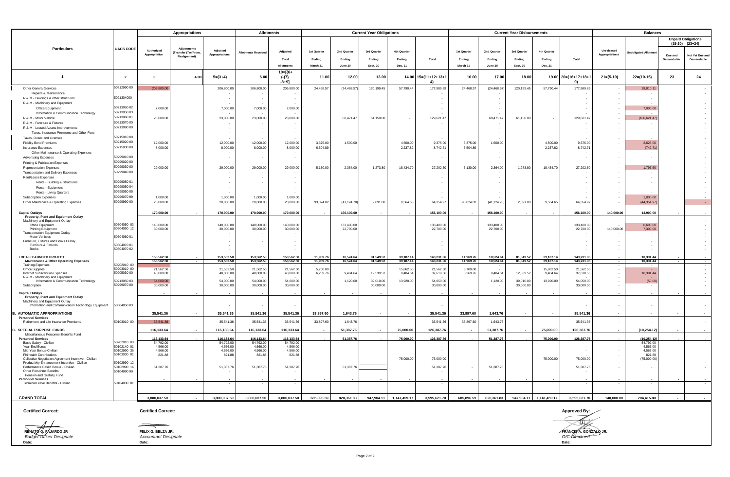| Particulars | UACS CODE | Appropriations | | | Allotments | | Current Year Obligations | | | | | Current Year Disbursements | | | | | Balances | | | |
|---|---|---|---|---|---|---|---|---|---|---|---|---|---|---|---|---|---|---|---|---|
| | | Authorized Appropriation | Adjustments (Transfer (To)/From, Realignment) | Adjusted Appropriations | Allotments Received | Adjusted Total Allotments | 1st Quarter Ending March 31 | 2nd Quarter Ending June 30 | 3rd Quarter Ending Sept. 30 | 4th Quarter Ending Dec. 31 | Total | 1st Quarter Ending March 31 | 2nd Quarter Ending June 30 | 3rd Quarter Ending Sept. 30 | 4th Quarter Ending Dec. 31 | Total | Unreleased Appropriations | Unobligated Allotment | Unpaid Obligations (15-20) = (23+24) Due and Demandable | Not Yet Due and Demandable |
| 1 | 2 | 3 | 4.00 | 5=(3+4) | 6.00 | 10=[(6+(-)7)-8+9] | 11.00 | 12.00 | 13.00 | 14.00 | 15=(11+12+13+14) | 16.00 | 17.00 | 18.00 | 19.00 | 20=(16+17+18+19) | 21=(5-10) | 22=(10-15) | 23 | 24 |
| Other General Services | 50212990 00 | 206,800.00 | | 206,800.00 | 206,800.00 | 206,800.00 | 24,468.57 | (24,468.57) | 120,199.45 | 57,790.44 | 177,989.89 | 24,468.57 | (24,468.57) | 120,199.45 | 57,790.44 | 177,989.89 | - | 28,810.11 | | - |
| Repairs & Maintenance | | | | | | | | | | | | | | | | | | | | |
| R & M - Buildings & other structures | 5021304000 | | | - | - | - | | | | | - | | - | | | - | - | - | | |
| R & M - Machinery and Equipment | | | | - | - | - | | | | | - | | - | | | - | - | - | | |
| Office Equipment | 50213050 02 | 7,000.00 | | 7,000.00 | 7,000.00 | 7,000.00 | | | | | - | | - | | | - | - | 7,000.00 | | - |
| Information & Communication Technology | 50213050 03 | | | - | - | - | | | | | - | | - | | | - | - | - | | - |
| R & M - Motor Vehicle | 50213060 01 | 23,000.00 | | 23,000.00 | 23,000.00 | 23,000.00 | | 68,471.47 | 61,150.00 | - | 129,621.47 | | 68,471.47 | 61,150.00 | - | 129,621.47 | - | (106,621.47) | | - |
| R & M - Furniture & Fixtures | 50213070 00 | | | - | - | - | | | | | - | | - | | | - | - | - | | - |
| R & M - Leased Assets Improvements | 50213090 00 | | | - | - | - | | | | | - | | - | | | - | - | - | | - |
| Taxes, Insurance Premiums and Other Fees | | | | - | - | - | | | | | - | | - | | | - | - | - | | - |
| Taxes, Duties and Licenses | 50215010 00 | | | - | - | - | | | | | - | | - | | | - | - | - | | - |
| Fidelity Bond Premiums | 50215020 00 | 12,000.00 | | 12,000.00 | 12,000.00 | 12,000.00 | 3,375.00 | 1,500.00 | | 4,500.00 | 9,375.00 | 3,375.00 | 1,500.00 | | 4,500.00 | 9,375.00 | - | 2,625.00 | | - |
| Insurance Expenses | 50215030 00 | 8,000.00 | | 8,000.00 | 8,000.00 | 8,000.00 | 6,504.89 | | | 2,237.82 | 8,742.71 | 6,504.89 | - | | 2,237.82 | 8,742.71 | - | (742.71) | | - |
| Other Maintenance & Operating Expenses | | | | - | - | - | | | | | - | | - | | | - | - | - | | - |
| Advertising Expenses | 50299010 00 | | | - | - | - | | | | | - | | - | | | - | - | - | | - |
| Printing & Publication Expenses | 50299020 00 | | | - | - | - | | | | | - | | - | | | - | - | - | | - |
| Representation Expenses | 50299030 00 | 29,000.00 | | 29,000.00 | 29,000.00 | 29,000.00 | 5,130.00 | 2,364.00 | 1,273.80 | 18,434.70 | 27,202.50 | 5,130.00 | 2,364.00 | 1,273.80 | 18,434.70 | 27,202.50 | - | 1,797.50 | | - |
| Transportation and Delivery Expenses | 50299040 00 | | | - | - | - | | | | | - | | - | | | - | - | - | | - |
| Rent/Lease Expenses | | | | - | - | - | | | | | - | | - | | | - | - | - | | - |
| Rents - Building & Structures | 50299050 01 | | | - | - | - | | | | | - | | - | | | - | - | - | | - |
| Rents - Equipment | 50299050 04 | | | - | - | - | | | | | - | | - | | | - | - | - | | - |
| Rents - Living Quarters | 50299050 05 | | | - | - | - | | | | | - | | - | | | - | - | - | | - |
| Subscription Expenses | 50299070 99 | 1,000.00 | | 1,000.00 | 1,000.00 | 1,000.00 | | | | | - | | - | | | - | - | 1,000.00 | | - |
| Other Maintenance & Operating Expenses | 50299990 00 | 20,000.00 | | 20,000.00 | 20,000.00 | 20,000.00 | 93,824.02 | (41,124.70) | 2,091.00 | 9,564.65 | 64,354.97 | 93,824.02 | (41,124.70) | 2,091.00 | 9,564.65 | 64,354.97 | - | (44,354.97) | | - |
| **Capital Outlays** | | 170,000.00 | - | 170,000.00 | 170,000.00 | 170,000.00 | - | 156,100.00 | - | - | 156,100.00 | - | 156,100.00 | - | - | 156,100.00 | 140,000.00 | 13,900.00 | - | - |
| Property, Plant and Equipment Outlay | | | | | | | | | | | | | | | | | | | | |
| Machinery and Equipment Outlay | | | | | | - | | | | | - | | | | | - | - | - | | |
| Office Equipment | 50604050 03 | 140,000.00 | | 140,000.00 | 140,000.00 | 140,000.00 | | 133,400.00 | | | 133,400.00 | | 133,400.00 | | | 133,400.00 | - | 6,600.00 | | - |
| Printing Equipment | 50604050 12 | 30,000.00 | | 30,000.00 | 30,000.00 | 30,000.00 | | 22,700.00 | | | 22,700.00 | | 22,700.00 | | | 22,700.00 | 140,000.00 | 7,300.00 | | - |
| Transportation Equipment Outlay | | | | - | - | - | | | | | - | | | | | - | - | - | | - |
| Motor Vehicles | 50604060 01 | | | - | - | - | | | | | - | | | | | - | - | - | | - |
| Furniture, Fixtures and Books Outlay | | | | - | - | - | | | | | - | | | | | - | - | - | | - |
| Furniture & Fixtures | 50604070 01 | | | - | | - | | | | | - | | | | | - | - | - | | - |
| Books | 50604070 02 | | | - | | - | | | | | - | | | | | - | - | - | | - |
| **LOCALLY-FUNDED PROJECT** | | 153,562.50 | - | 153,562.50 | 153,562.50 | 153,562.50 | 11,969.76 | 10,524.64 | 81,549.52 | 39,187.14 | 143,231.06 | 11,969.76 | 10,524.64 | 81,549.52 | 39,187.14 | 143,231.06 | - | 10,331.44 | - | - |
| **Maintenance & Other Operating Expenses** | | 153,562.50 | - | 153,562.50 | 153,562.50 | 153,562.50 | 11,969.76 | 10,524.64 | 81,549.52 | 39,187.14 | 143,231.06 | 11,969.76 | 10,524.64 | 81,549.52 | 39,187.14 | 143,231.06 | - | 10,331.44 | - | - |
| Training Expenses | 50202010 00 | | | - | - | - | | | | | - | | | | | - | - | - | | - |
| Office Supplies | 50203010 00 | 21,562.50 | | 21,562.50 | 21,562.50 | 21,562.50 | 5,700.00 | | | 15,862.50 | 21,562.50 | 5,700.00 | - | | 15,862.50 | 21,562.50 | - | - | | - |
| Internet Subscription Expenses | 50205030 00 | 48,000.00 | | 48,000.00 | 48,000.00 | 48,000.00 | 6,269.76 | 9,404.64 | 12,539.52 | 9,404.64 | 37,618.56 | 6,269.76 | 9,404.64 | 12,539.52 | 9,404.64 | 37,618.56 | - | 10,381.44 | | - |
| R & M - Machinery and Equipment | | | | - | - | - | | | | | - | | | | | - | - | - | | - |
| Information & Communication Technology | 50213050 03 | 54,000.00 | | 54,000.00 | 54,000.00 | 54,000.00 | | 1,120.00 | 39,010.00 | 13,920.00 | 54,050.00 | | 1,120.00 | 39,010.00 | 13,920.00 | 54,050.00 | - | (50.00) | | - |
| Subscription | 50299070 00 | 30,000.00 | | 30,000.00 | 30,000.00 | 30,000.00 | | | 30,000.00 | | 30,000.00 | | - | 30,000.00 | | 30,000.00 | - | - | | - |
| **Capital Outlays** | | - | - | - | - | - | - | - | - | - | - | - | - | - | - | - | - | - | - | - |
| Property, Plant and Equipment Outlay | | | | | | | | | | | | | | | | | | | | |
| Machinery and Equipment Outlay | | | | | | | | | | | | | | | | | | | | |
| Information and Communication Technology Equipment | 50604050 03 | | | - | - | - | | | | | - | | | | | - | - | - | | - |
| **B. AUTOMATIC APPROPRIATIONS** | | 35,541.36 | - | 35,541.36 | 35,541.36 | 35,541.36 | 33,897.60 | 1,643.76 | - | - | 35,541.36 | 33,897.60 | 1,643.76 | - | - | 35,541.36 | - | - | - | - |
| **Personnel Services** | | | | | | | | | | | | | | | | | | | | |
| Retirement and Life Insurance Premiums | 50103010 00 | 35,541.36 | | 35,541.36 | 35,541.36 | 35,541.36 | 33,897.60 | 1,643.76 | | | 35,541.36 | 33,897.60 | 1,643.76 | | | 35,541.36 | - | - | | - |
| **C. SPECIAL PURPOSE FUNDS** | | 116,133.64 | - | 116,133.64 | 116,133.64 | 116,133.64 | - | 51,387.76 | - | 75,000.00 | 126,387.76 | - | 51,387.76 | - | 75,000.00 | 126,387.76 | - | (10,254.12) | - | - |
| Miscellaneous Personnel Benefits Fund | | | | | | | | | | | | | | | | | | | | |
| **Personnel Services** | | 116,133.64 | - | 116,133.64 | 116,133.64 | 116,133.64 | - | 51,387.76 | - | 75,000.00 | 126,387.76 | - | 51,387.76 | - | 75,000.00 | 126,387.76 | - | (10,254.12) | - | - |
| Basic Salary - Civilian | 50202010 00 | 54,792.00 | | 54,792.00 | 54,792.00 | 54,792.00 | | | | | - | | | | | - | - | 54,792.00 | | - |
| Year End Bonus | 50102140 01 | 4,566.00 | | 4,566.00 | 4,566.00 | 4,566.00 | | | | | - | | | | | - | - | 4,566.00 | | |
| Mid-Year Bonus-Civilian | 50102990 36 | 4,566.00 | | 4,566.00 | 4,566.00 | 4,566.00 | | | | | - | | | | | - | - | 4,566.00 | | |
| Philhealth Contributions | 50103030 01 | 821.88 | | 821.88 | 821.88 | 821.88 | | | | | - | | | | | - | - | 821.88 | | |
| Collective Negotiation Agreement Incentive - Civilian | | | | - | | - | | | | 75,000.00 | 75,000.00 | | | | 75,000.00 | 75,000.00 | - | (75,000.00) | | |
| Productivity Enhancement Incentive - Civilian | 50102990 12 | | | - | - | - | | | | | - | | | | | - | - | - | | - |
| Performance Based Bonus - Civilian | 50102990 14 | 51,387.76 | | 51,387.76 | 51,387.76 | 51,387.76 | | 51,387.76 | | | 51,387.76 | - | 51,387.76 | | | 51,387.76 | - | - | | - |
| Other Personnel Benefits | 50104990 99 | | | - | - | - | | | | | - | | | | | - | | | | |
| Pension and Gratuity Fund | | | | | | | | | | | | | | | | | | | | |
| **Personnel Services** | | - | - | - | - | - | - | - | - | - | - | - | - | - | - | - | - | - | - | - |
| Terminal Leave Benefits - Civilian | 50104030 01 | | | - | - | - | | | | | - | | | | | - | - | - | | - |
| **GRAND TOTAL** | | 3,800,037.50 | - | 3,800,037.50 | 3,800,037.50 | 3,800,037.50 | 685,896.59 | 820,361.83 | 947,904.11 | 1,141,459.17 | 3,595,621.70 | 685,896.59 | 820,361.83 | 947,904.11 | 1,141,459.17 | 3,595,621.70 | 140,000.00 | 204,415.80 | - | - |

**Certified Correct:**

**RENATO Q. FAJARDO JR**
*Budget Officer Designate*
**Date:**

**Certified Correct:**

**FELIX G. BELZA JR.**
*Accountant Designate*
**Date:**

**Approved By:**

**FRANCIS A. GONZALO JR.**
*OIC-Director II*
**Date:**